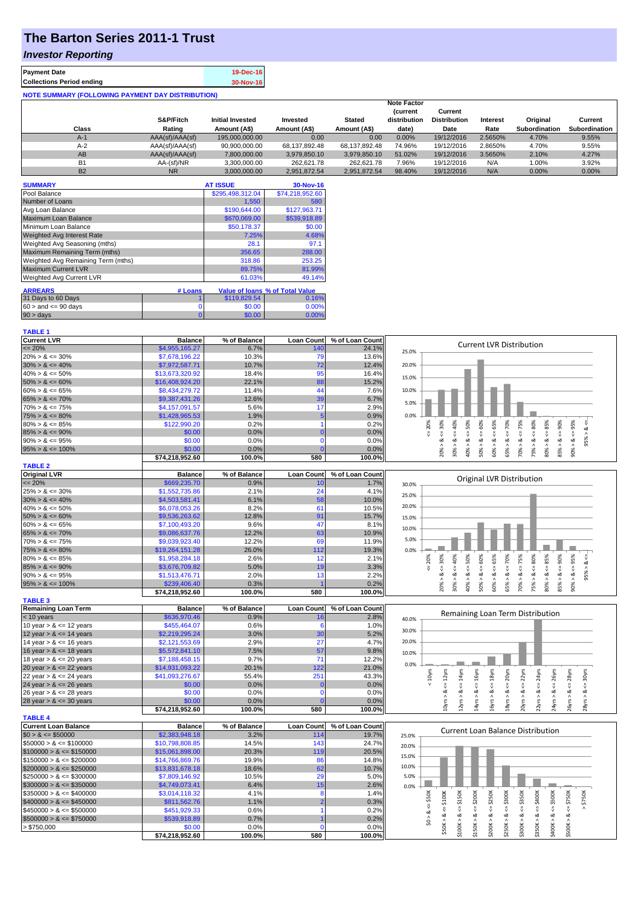# The Barton Series 2011-1 Trust

## *Investor Reporting*

| | |
|---|---|
| **Payment Date** | 19-Dec-16 |
| **Collections Period ending** | 30-Nov-16 |

**NOTE SUMMARY (FOLLOWING PAYMENT DAY DISTRIBUTION)**

| Class | S&P/Fitch Rating | Initial Invested Amount (A$) | Invested Amount (A$) | Stated Amount (A$) | Note Factor (current distribution date) | Current Distribution Date | Interest Rate | Original Subordination | Current Subordination |
|---|---|---|---|---|---|---|---|---|---|
| A-1 | AAA(sf)/AAA(sf) | 195,000,000.00 | 0.00 | 0.00 | 0.00% | 19/12/2016 | 2.5650% | 4.70% | 9.55% |
| A-2 | AAA(sf)/AAA(sf) | 90,900,000.00 | 68,137,892.48 | 68,137,892.48 | 74.96% | 19/12/2016 | 2.8650% | 4.70% | 9.55% |
| AB | AAA(sf)/AAA(sf) | 7,800,000.00 | 3,979,850.10 | 3,979,850.10 | 51.02% | 19/12/2016 | 3.5650% | 2.10% | 4.27% |
| B1 | AA-(sf)/NR | 3,300,000.00 | 262,621.78 | 262,621.78 | 7.96% | 19/12/2016 | N/A | 1.00% | 3.92% |
| B2 | NR | 3,000,000.00 | 2,951,872.54 | 2,951,872.54 | 98.40% | 19/12/2016 | N/A | 0.00% | 0.00% |

| SUMMARY | AT ISSUE | 30-Nov-16 |
|---|---|---|
| Pool Balance | $295,498,312.04 | $74,218,952.60 |
| Number of Loans | 1,550 | 580 |
| Avg Loan Balance | $190,644.00 | $127,963.71 |
| Maximum Loan Balance | $670,069.00 | $539,918.89 |
| Minimum Loan Balance | $50,178.37 | $0.00 |
| Weighted Avg Interest Rate | 7.25% | 4.68% |
| Weighted Avg Seasoning (mths) | 28.1 | 97.1 |
| Maximum Remaining Term (mths) | 356.65 | 288.00 |
| Weighted Avg Remaining Term (mths) | 318.86 | 253.25 |
| Maximum Current LVR | 89.75% | 81.99% |
| Weighted Avg Current LVR | 61.03% | 49.14% |

| ARREARS | # Loans | Value of loans | % of Total Value |
|---|---|---|---|
| 31 Days to 60 Days | 1 | $119,829.54 | 0.16% |
| 60 > and <= 90 days | 0 | $0.00 | 0.00% |
| 90 > days | 0 | $0.00 | 0.00% |

**TABLE 1**

| Current LVR | Balance | % of Balance | Loan Count | % of Loan Count |
|---|---|---|---|---|
| <= 20% | $4,955,165.27 | 6.7% | 140 | 24.1% |
| 20% > & <= 30% | $7,678,196.22 | 10.3% | 79 | 13.6% |
| 30% > & <= 40% | $7,972,587.71 | 10.7% | 72 | 12.4% |
| 40% > & <= 50% | $13,673,320.92 | 18.4% | 95 | 16.4% |
| 50% > & <= 60% | $16,408,924.20 | 22.1% | 88 | 15.2% |
| 60% > & <= 65% | $8,434,279.72 | 11.4% | 44 | 7.6% |
| 65% > & <= 70% | $9,387,431.26 | 12.6% | 39 | 6.7% |
| 70% > & <= 75% | $4,157,091.57 | 5.6% | 17 | 2.9% |
| 75% > & <= 80% | $1,428,965.53 | 1.9% | 5 | 0.9% |
| 80% > & <= 85% | $122,990.20 | 0.2% | 1 | 0.2% |
| 85% > & <= 90% | $0.00 | 0.0% | 0 | 0.0% |
| 90% > & <= 95% | $0.00 | 0.0% | 0 | 0.0% |
| 95% > & <= 100% | $0.00 | 0.0% | 0 | 0.0% |
| | $74,218,952.60 | 100.0% | 580 | 100.0% |

**TABLE 2**

| Original LVR | Balance | % of Balance | Loan Count | % of Loan Count |
|---|---|---|---|---|
| <= 20% | $669,235.70 | 0.9% | 10 | 1.7% |
| 25% > & <= 30% | $1,552,735.86 | 2.1% | 24 | 4.1% |
| 30% > & <= 40% | $4,503,581.41 | 6.1% | 58 | 10.0% |
| 40% > & <= 50% | $6,078,053.26 | 8.2% | 61 | 10.5% |
| 50% > & <= 60% | $9,536,263.62 | 12.8% | 91 | 15.7% |
| 60% > & <= 65% | $7,100,493.20 | 9.6% | 47 | 8.1% |
| 65% > & <= 70% | $9,086,637.76 | 12.2% | 63 | 10.9% |
| 70% > & <= 75% | $9,039,923.40 | 12.2% | 69 | 11.9% |
| 75% > & <= 80% | $19,264,151.28 | 26.0% | 112 | 19.3% |
| 80% > & <= 85% | $1,958,284.18 | 2.6% | 12 | 2.1% |
| 85% > & <= 90% | $3,676,709.82 | 5.0% | 19 | 3.3% |
| 90% > & <= 95% | $1,513,476.71 | 2.0% | 13 | 2.2% |
| 95% > & <= 100% | $239,406.40 | 0.3% | 1 | 0.2% |
| | $74,218,952.60 | 100.0% | 580 | 100.0% |

**TABLE 3**

| Remaining Loan Term | Balance | % of Balance | Loan Count | % of Loan Count |
|---|---|---|---|---|
| < 10 years | $636,970.46 | 0.9% | 16 | 2.8% |
| 10 year > & <= 12 years | $455,464.07 | 0.6% | 6 | 1.0% |
| 12 year > & <= 14 years | $2,219,295.24 | 3.0% | 30 | 5.2% |
| 14 year > & <= 16 years | $2,121,553.69 | 2.9% | 27 | 4.7% |
| 16 year > & <= 18 years | $5,572,841.10 | 7.5% | 57 | 9.8% |
| 18 year > & <= 20 years | $7,188,458.15 | 9.7% | 71 | 12.2% |
| 20 year > & <= 22 years | $14,931,093.22 | 20.1% | 122 | 21.0% |
| 22 year > & <= 24 years | $41,093,276.67 | 55.4% | 251 | 43.3% |
| 24 year > & <= 26 years | $0.00 | 0.0% | 0 | 0.0% |
| 26 year > & <= 28 years | $0.00 | 0.0% | 0 | 0.0% |
| 28 year > & <= 30 years | $0.00 | 0.0% | 0 | 0.0% |
| | $74,218,952.60 | 100.0% | 580 | 100.0% |

**TABLE 4**

| Current Loan Balance | Balance | % of Balance | Loan Count | % of Loan Count |
|---|---|---|---|---|
| $0 > & <= $50000 | $2,383,948.18 | 3.2% | 114 | 19.7% |
| $50000 > & <= $100000 | $10,798,808.85 | 14.5% | 143 | 24.7% |
| $100000 > & <= $150000 | $15,061,898.00 | 20.3% | 119 | 20.5% |
| $150000 > & <= $200000 | $14,766,869.76 | 19.9% | 86 | 14.8% |
| $200000 > & <= $250000 | $13,831,678.18 | 18.6% | 62 | 10.7% |
| $250000 > & <= $300000 | $7,809,146.92 | 10.5% | 29 | 5.0% |
| $300000 > & <= $350000 | $4,749,073.41 | 6.4% | 15 | 2.6% |
| $350000 > & <= $400000 | $3,014,118.32 | 4.1% | 8 | 1.4% |
| $400000 > & <= $450000 | $811,562.76 | 1.1% | 2 | 0.3% |
| $450000 > & <= $500000 | $451,929.33 | 0.6% | 1 | 0.2% |
| $500000 > & <= $750000 | $539,918.89 | 0.7% | 1 | 0.2% |
| > $750,000 | $0.00 | 0.0% | 0 | 0.0% |
| | $74,218,952.60 | 100.0% | 580 | 100.0% |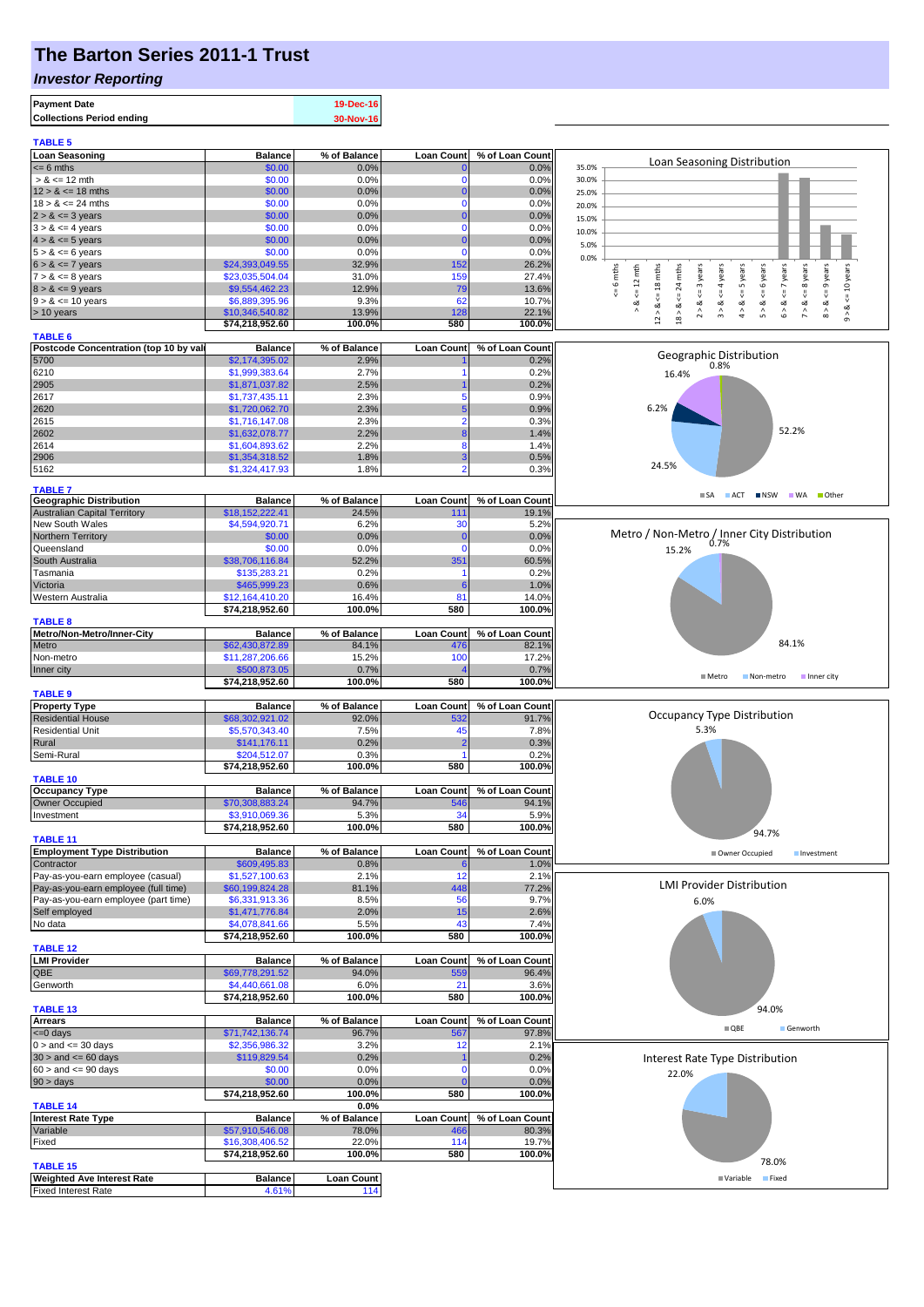# The Barton Series 2011-1 Trust

## *Investor Reporting*

| | |
|---|---|
| **Payment Date** | 19-Dec-16 |
| **Collections Period ending** | 30-Nov-16 |

**TABLE 5**

| Loan Seasoning | Balance | % of Balance | Loan Count | % of Loan Count |
|---|---|---|---|---|
| <= 6 mths | $0.00 | 0.0% | 0 | 0.0% |
| > & <= 12 mth | $0.00 | 0.0% | 0 | 0.0% |
| 12 > & <= 18 mths | $0.00 | 0.0% | 0 | 0.0% |
| 18 > & <= 24 mths | $0.00 | 0.0% | 0 | 0.0% |
| 2 > & <= 3 years | $0.00 | 0.0% | 0 | 0.0% |
| 3 > & <= 4 years | $0.00 | 0.0% | 0 | 0.0% |
| 4 > & <= 5 years | $0.00 | 0.0% | 0 | 0.0% |
| 5 > & <= 6 years | $0.00 | 0.0% | 0 | 0.0% |
| 6 > & <= 7 years | $24,393,049.55 | 32.9% | 152 | 26.2% |
| 7 > & <= 8 years | $23,035,504.04 | 31.0% | 159 | 27.4% |
| 8 > & <= 9 years | $9,554,462.23 | 12.9% | 79 | 13.6% |
| 9 > & <= 10 years | $6,889,395.96 | 9.3% | 62 | 10.7% |
| > 10 years | $10,346,540.82 | 13.9% | 128 | 22.1% |
| | $74,218,952.60 | 100.0% | 580 | 100.0% |

Loan Seasoning Distribution

35.0%
30.0%
25.0%
20.0%
15.0%
10.0%
5.0%
0.0%

<= 6 mths, > & <= 12 mth, 12 > & <= 18 mths, 18 > & <= 24 mths, 2 > & <= 3 years, 3 > & <= 4 years, 4 > & <= 5 years, 5 > & <= 6 years, 6 > & <= 7 years, 7 > & <= 8 years, 8 > & <= 9 years, 9 > & <= 10 years

**TABLE 6**

| Postcode Concentration (top 10 by value) | Balance | % of Balance | Loan Count | % of Loan Count |
|---|---|---|---|---|
| 5700 | $2,174,395.02 | 2.9% | 1 | 0.2% |
| 6210 | $1,999,383.64 | 2.7% | 1 | 0.2% |
| 2905 | $1,871,037.82 | 2.5% | 1 | 0.2% |
| 2617 | $1,737,435.11 | 2.3% | 5 | 0.9% |
| 2620 | $1,720,062.70 | 2.3% | 5 | 0.9% |
| 2615 | $1,716,147.08 | 2.3% | 2 | 0.3% |
| 2602 | $1,632,078.77 | 2.2% | 8 | 1.4% |
| 2614 | $1,604,893.62 | 2.2% | 8 | 1.4% |
| 2906 | $1,354,318.52 | 1.8% | 3 | 0.5% |
| 5162 | $1,324,417.93 | 1.8% | 2 | 0.3% |

Geographic Distribution

0.8%
16.4%
6.2%
52.2%
24.5%

SA ACT NSW WA Other

**TABLE 7**

| Geographic Distribution | Balance | % of Balance | Loan Count | % of Loan Count |
|---|---|---|---|---|
| Australian Capital Territory | $18,152,222.41 | 24.5% | 111 | 19.1% |
| New South Wales | $4,594,920.71 | 6.2% | 30 | 5.2% |
| Northern Territory | $0.00 | 0.0% | 0 | 0.0% |
| Queensland | $0.00 | 0.0% | 0 | 0.0% |
| South Australia | $38,706,116.84 | 52.2% | 351 | 60.5% |
| Tasmania | $135,283.21 | 0.2% | 1 | 0.2% |
| Victoria | $465,999.23 | 0.6% | 6 | 1.0% |
| Western Australia | $12,164,410.20 | 16.4% | 81 | 14.0% |
| | $74,218,952.60 | 100.0% | 580 | 100.0% |

Metro / Non-Metro / Inner City Distribution

0.7%
15.2%
84.1%

Metro Non-metro Inner city

**TABLE 8**

| Metro/Non-Metro/Inner-City | Balance | % of Balance | Loan Count | % of Loan Count |
|---|---|---|---|---|
| Metro | $62,430,872.89 | 84.1% | 476 | 82.1% |
| Non-metro | $11,287,206.66 | 15.2% | 100 | 17.2% |
| Inner city | $500,873.05 | 0.7% | 4 | 0.7% |
| | $74,218,952.60 | 100.0% | 580 | 100.0% |

**TABLE 9**

| Property Type | Balance | % of Balance | Loan Count | % of Loan Count |
|---|---|---|---|---|
| Residential House | $68,302,921.02 | 92.0% | 532 | 91.7% |
| Residential Unit | $5,570,343.40 | 7.5% | 45 | 7.8% |
| Rural | $141,176.11 | 0.2% | 2 | 0.3% |
| Semi-Rural | $204,512.07 | 0.3% | 1 | 0.2% |
| | $74,218,952.60 | 100.0% | 580 | 100.0% |

Occupancy Type Distribution

5.3%
94.7%

Owner Occupied Investment

**TABLE 10**

| Occupancy Type | Balance | % of Balance | Loan Count | % of Loan Count |
|---|---|---|---|---|
| Owner Occupied | $70,308,883.24 | 94.7% | 546 | 94.1% |
| Investment | $3,910,069.36 | 5.3% | 34 | 5.9% |
| | $74,218,952.60 | 100.0% | 580 | 100.0% |

**TABLE 11**

| Employment Type Distribution | Balance | % of Balance | Loan Count | % of Loan Count |
|---|---|---|---|---|
| Contractor | $609,495.83 | 0.8% | 6 | 1.0% |
| Pay-as-you-earn employee (casual) | $1,527,100.63 | 2.1% | 12 | 2.1% |
| Pay-as-you-earn employee (full time) | $60,199,824.28 | 81.1% | 448 | 77.2% |
| Pay-as-you-earn employee (part time) | $6,331,913.36 | 8.5% | 56 | 9.7% |
| Self employed | $1,471,776.84 | 2.0% | 15 | 2.6% |
| No data | $4,078,841.66 | 5.5% | 43 | 7.4% |
| | $74,218,952.60 | 100.0% | 580 | 100.0% |

LMI Provider Distribution

6.0%
94.0%

QBE Genworth

**TABLE 12**

| LMI Provider | Balance | % of Balance | Loan Count | % of Loan Count |
|---|---|---|---|---|
| QBE | $69,778,291.52 | 94.0% | 559 | 96.4% |
| Genworth | $4,440,661.08 | 6.0% | 21 | 3.6% |
| | $74,218,952.60 | 100.0% | 580 | 100.0% |

**TABLE 13**

| Arrears | Balance | % of Balance | Loan Count | % of Loan Count |
|---|---|---|---|---|
| <=0 days | $71,742,136.74 | 96.7% | 567 | 97.8% |
| 0 > and <= 30 days | $2,356,986.32 | 3.2% | 12 | 2.1% |
| 30 > and <= 60 days | $119,829.54 | 0.2% | 1 | 0.2% |
| 60 > and <= 90 days | $0.00 | 0.0% | 0 | 0.0% |
| 90 > days | $0.00 | 0.0% | 0 | 0.0% |
| | $74,218,952.60 | 100.0% | 580 | 100.0% |
| | | 0.0% | | |

Interest Rate Type Distribution

22.0%
78.0%

Variable Fixed

**TABLE 14**

| Interest Rate Type | Balance | % of Balance | Loan Count | % of Loan Count |
|---|---|---|---|---|
| Variable | $57,910,546.08 | 78.0% | 466 | 80.3% |
| Fixed | $16,308,406.52 | 22.0% | 114 | 19.7% |
| | $74,218,952.60 | 100.0% | 580 | 100.0% |

**TABLE 15**

| Weighted Ave Interest Rate | Balance | Loan Count |
|---|---|---|
| Fixed Interest Rate | 4.61% | 114 |